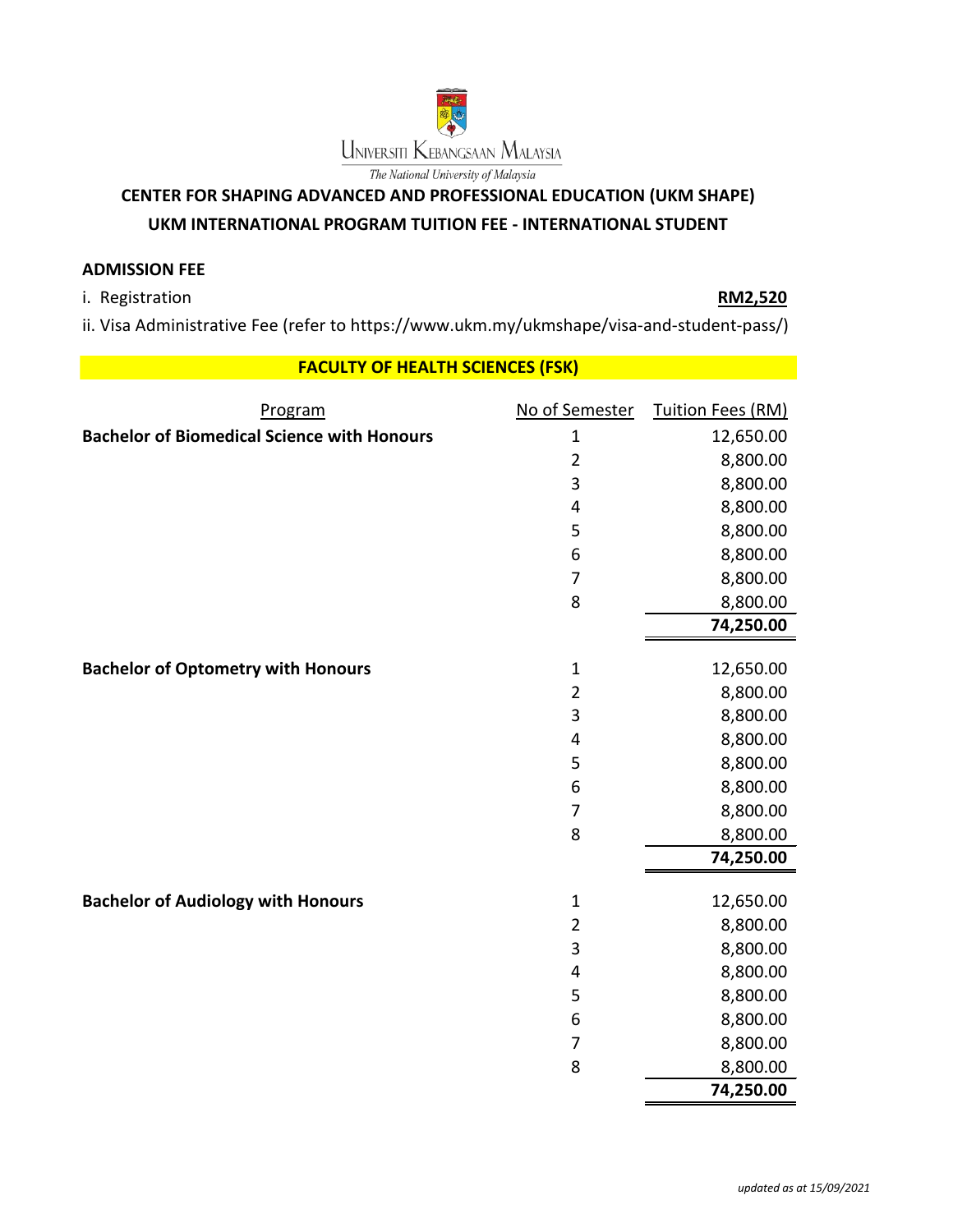Universiti Kebangsaan Malaysia

*The National University of Malaysia*

## CENTER FOR SHAPING ADVANCED AND PROFESSIONAL EDUCATION (UKM SHAPE)

## UKM INTERNATIONAL PROGRAM TUITION FEE - INTERNATIONAL STUDENT

**ADMISSION FEE**

i. Registration **RM2,520**

ii. Visa Administrative Fee (refer to https://www.ukm.my/ukmshape/visa-and-student-pass/)

### FACULTY OF HEALTH SCIENCES (FSK)

| Program | No of Semester | Tuition Fees (RM) |
|---|---|---|
| **Bachelor of Biomedical Science with Honours** | 1 | 12,650.00 |
| | 2 | 8,800.00 |
| | 3 | 8,800.00 |
| | 4 | 8,800.00 |
| | 5 | 8,800.00 |
| | 6 | 8,800.00 |
| | 7 | 8,800.00 |
| | 8 | 8,800.00 |
| | | **74,250.00** |
| **Bachelor of Optometry with Honours** | 1 | 12,650.00 |
| | 2 | 8,800.00 |
| | 3 | 8,800.00 |
| | 4 | 8,800.00 |
| | 5 | 8,800.00 |
| | 6 | 8,800.00 |
| | 7 | 8,800.00 |
| | 8 | 8,800.00 |
| | | **74,250.00** |
| **Bachelor of Audiology with Honours** | 1 | 12,650.00 |
| | 2 | 8,800.00 |
| | 3 | 8,800.00 |
| | 4 | 8,800.00 |
| | 5 | 8,800.00 |
| | 6 | 8,800.00 |
| | 7 | 8,800.00 |
| | 8 | 8,800.00 |
| | | **74,250.00** |

*updated as at 15/09/2021*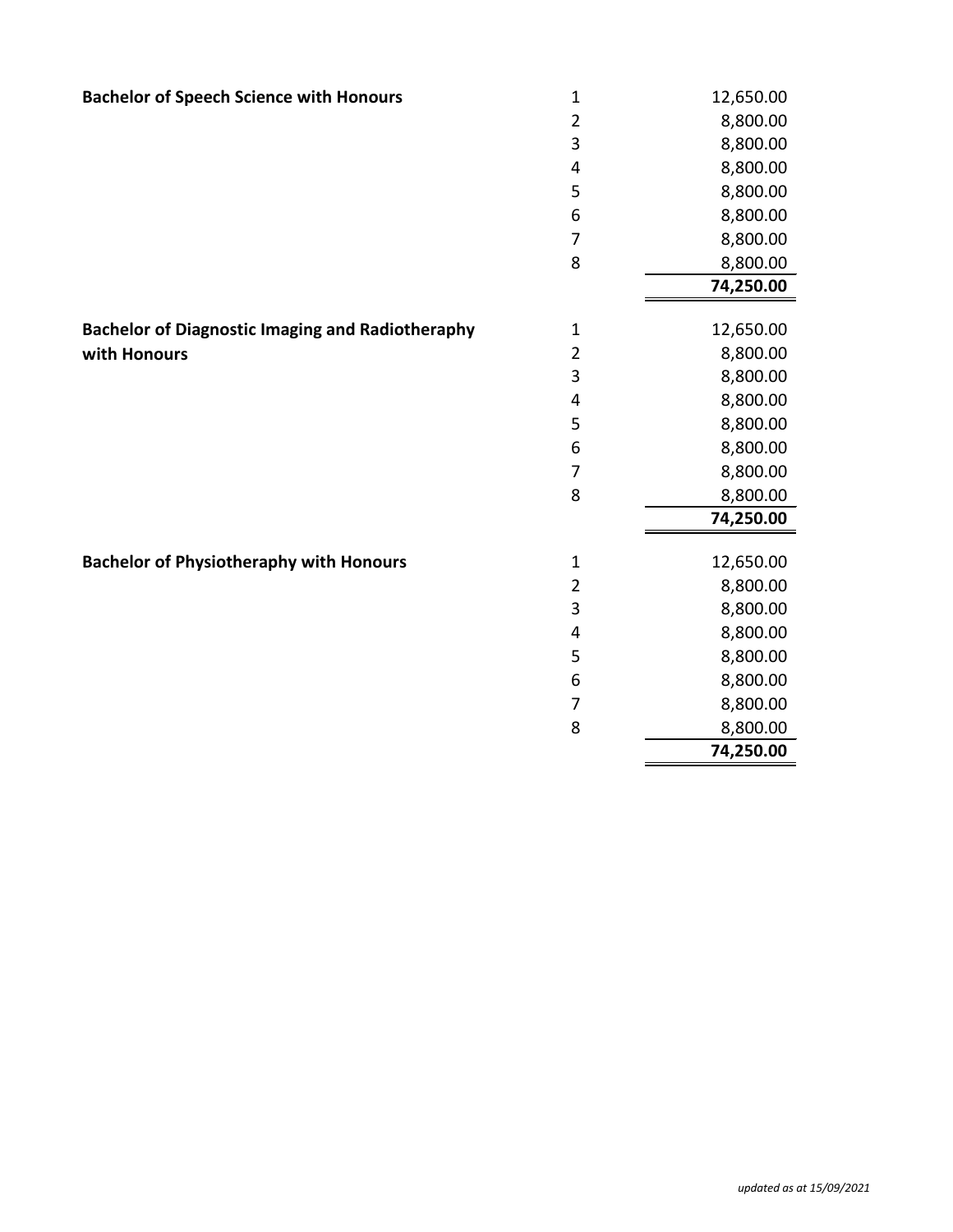| Programme | Semester | Fee |
|---|---|---|
| **Bachelor of Speech Science with Honours** | 1 | 12,650.00 |
| | 2 | 8,800.00 |
| | 3 | 8,800.00 |
| | 4 | 8,800.00 |
| | 5 | 8,800.00 |
| | 6 | 8,800.00 |
| | 7 | 8,800.00 |
| | 8 | 8,800.00 |
| | | **74,250.00** |
| **Bachelor of Diagnostic Imaging and Radiotheraphy with Honours** | 1 | 12,650.00 |
| | 2 | 8,800.00 |
| | 3 | 8,800.00 |
| | 4 | 8,800.00 |
| | 5 | 8,800.00 |
| | 6 | 8,800.00 |
| | 7 | 8,800.00 |
| | 8 | 8,800.00 |
| | | **74,250.00** |
| **Bachelor of Physiotheraphy with Honours** | 1 | 12,650.00 |
| | 2 | 8,800.00 |
| | 3 | 8,800.00 |
| | 4 | 8,800.00 |
| | 5 | 8,800.00 |
| | 6 | 8,800.00 |
| | 7 | 8,800.00 |
| | 8 | 8,800.00 |
| | | **74,250.00** |

*updated as at 15/09/2021*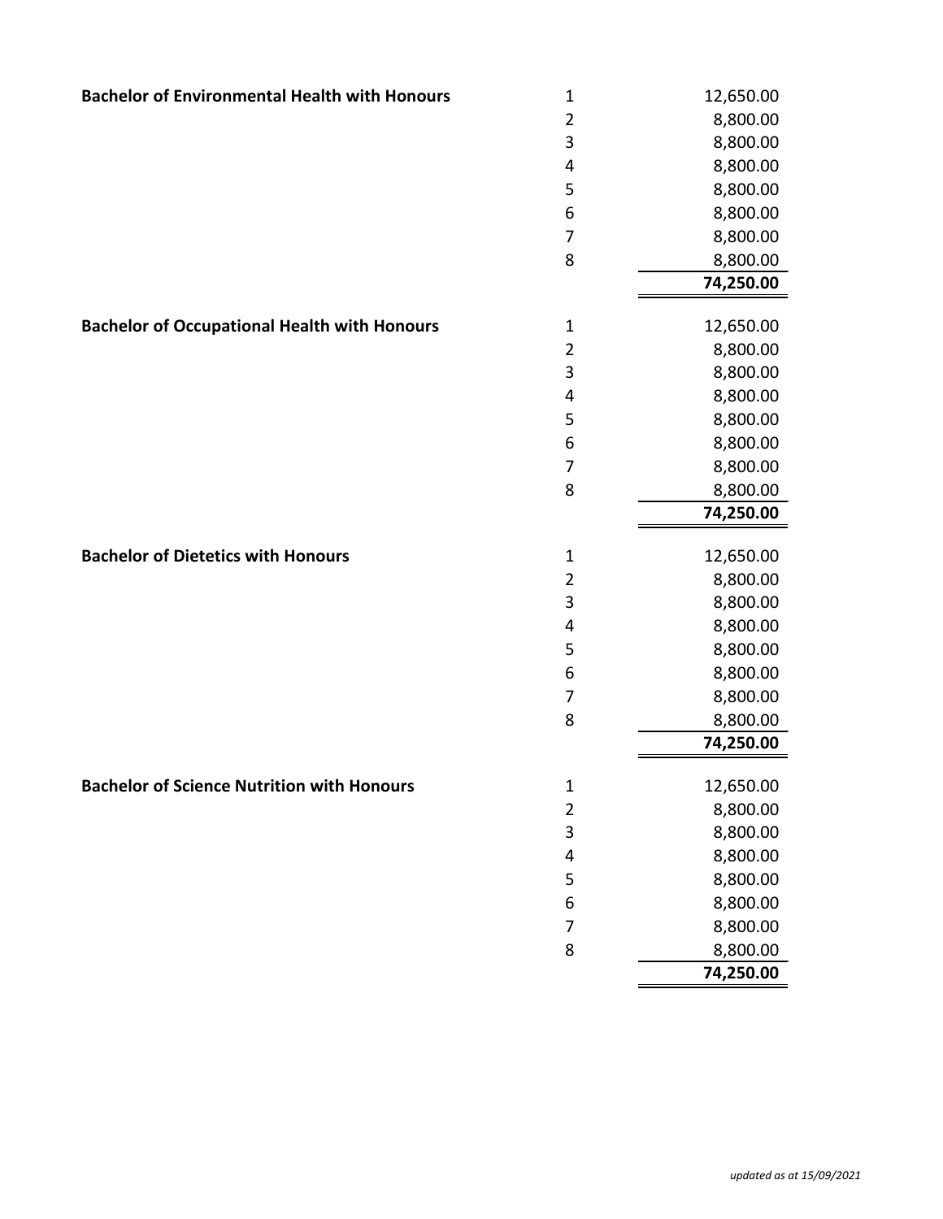| Programme | Semester | Fee |
|---|---|---|
| **Bachelor of Environmental Health with Honours** | 1 | 12,650.00 |
| | 2 | 8,800.00 |
| | 3 | 8,800.00 |
| | 4 | 8,800.00 |
| | 5 | 8,800.00 |
| | 6 | 8,800.00 |
| | 7 | 8,800.00 |
| | 8 | 8,800.00 |
| | | **74,250.00** |
| **Bachelor of Occupational Health with Honours** | 1 | 12,650.00 |
| | 2 | 8,800.00 |
| | 3 | 8,800.00 |
| | 4 | 8,800.00 |
| | 5 | 8,800.00 |
| | 6 | 8,800.00 |
| | 7 | 8,800.00 |
| | 8 | 8,800.00 |
| | | **74,250.00** |
| **Bachelor of Dietetics with Honours** | 1 | 12,650.00 |
| | 2 | 8,800.00 |
| | 3 | 8,800.00 |
| | 4 | 8,800.00 |
| | 5 | 8,800.00 |
| | 6 | 8,800.00 |
| | 7 | 8,800.00 |
| | 8 | 8,800.00 |
| | | **74,250.00** |
| **Bachelor of Science Nutrition with Honours** | 1 | 12,650.00 |
| | 2 | 8,800.00 |
| | 3 | 8,800.00 |
| | 4 | 8,800.00 |
| | 5 | 8,800.00 |
| | 6 | 8,800.00 |
| | 7 | 8,800.00 |
| | 8 | 8,800.00 |
| | | **74,250.00** |

*updated as at 15/09/2021*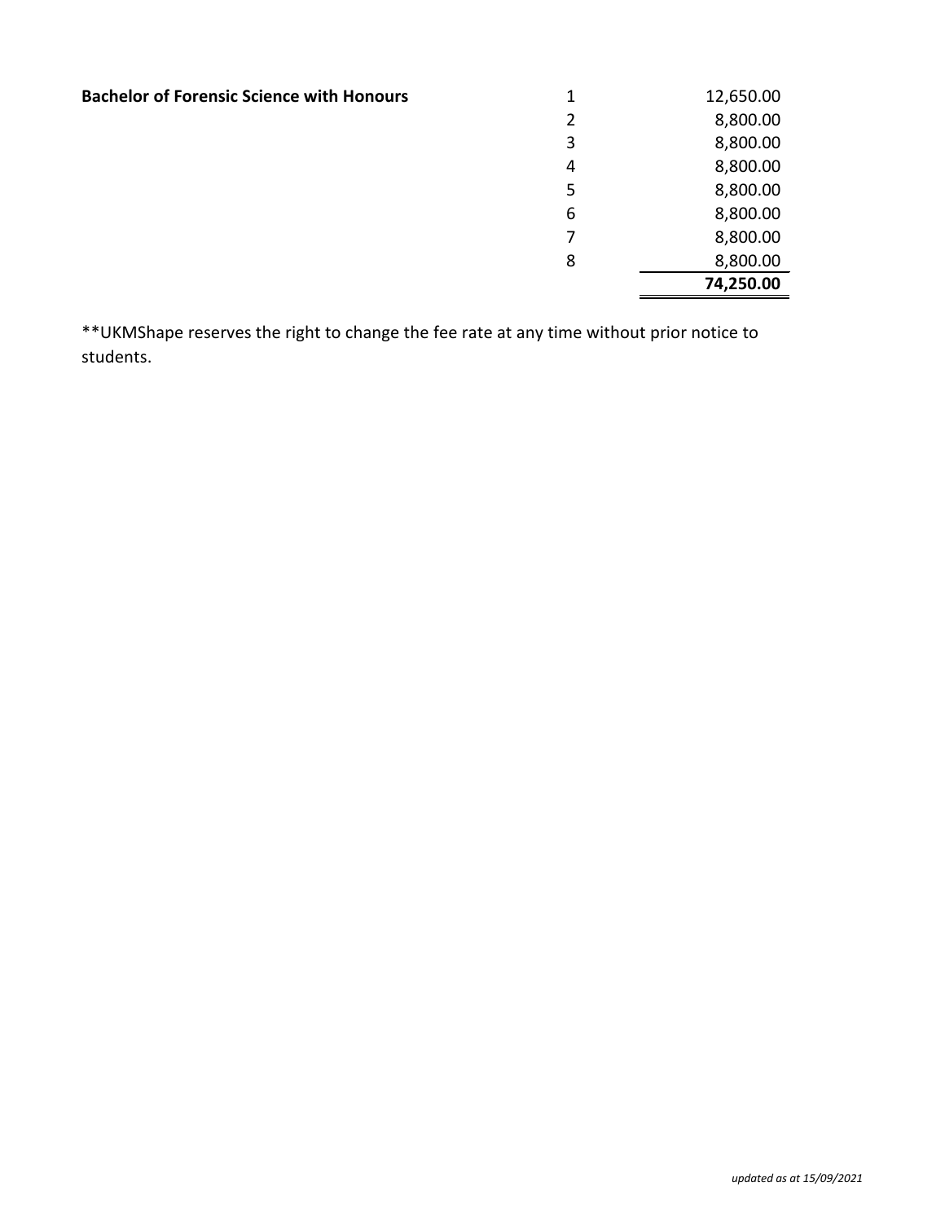| | | |
|---|---|---|
| **Bachelor of Forensic Science with Honours** | 1 | 12,650.00 |
| | 2 | 8,800.00 |
| | 3 | 8,800.00 |
| | 4 | 8,800.00 |
| | 5 | 8,800.00 |
| | 6 | 8,800.00 |
| | 7 | 8,800.00 |
| | 8 | 8,800.00 |
| | | **74,250.00** |

**UKMShape reserves the right to change the fee rate at any time without prior notice to students.

*updated as at 15/09/2021*